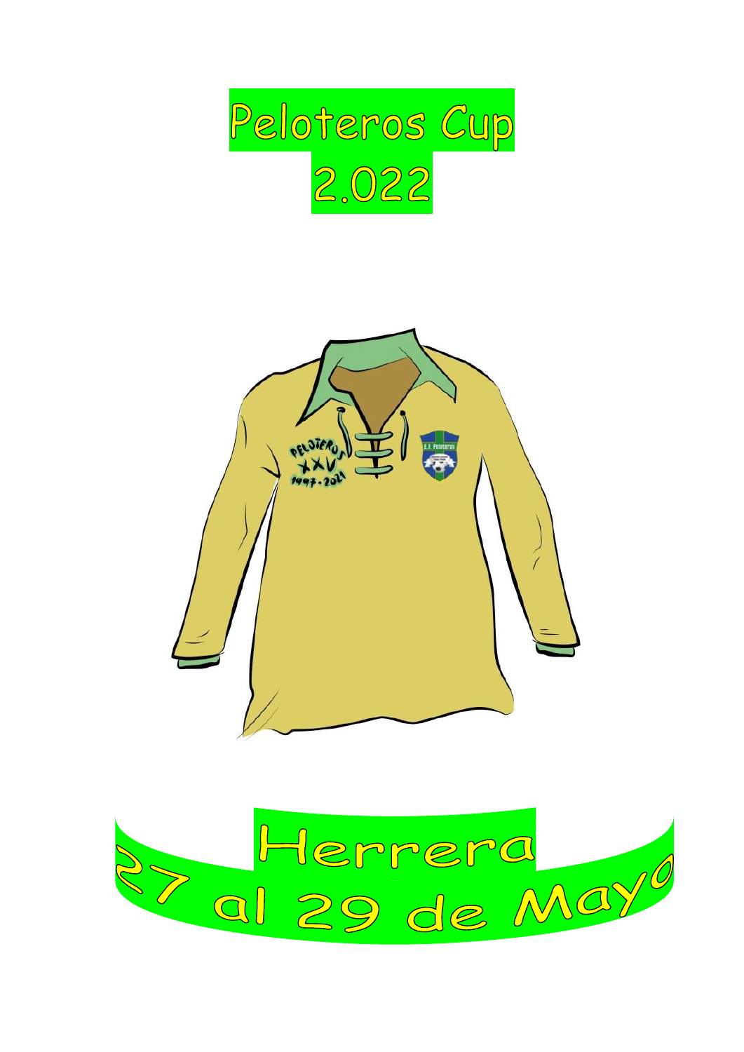# Peloteros Cup
# 2.022

Herrera

27 al 29 de Mayo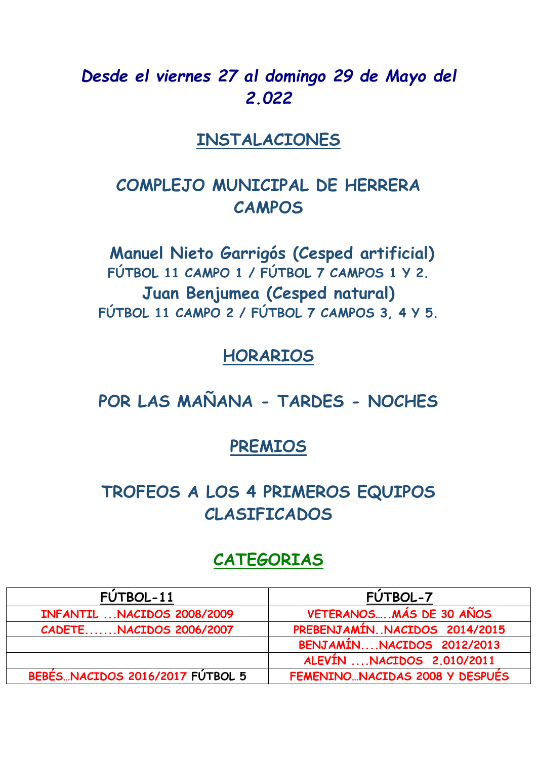***Desde el viernes 27 al domingo 29 de Mayo del 2.022***

## INSTALACIONES

### COMPLEJO MUNICIPAL DE HERRERA CAMPOS

**Manuel Nieto Garrigós (Cesped artificial)**
FÚTBOL 11 CAMPO 1 / FÚTBOL 7 CAMPOS 1 Y 2.
**Juan Benjumea (Cesped natural)**
FÚTBOL 11 CAMPO 2 / FÚTBOL 7 CAMPOS 3, 4 Y 5.

## HORARIOS

### POR LAS MAÑANA - TARDES - NOCHES

## PREMIOS

### TROFEOS A LOS 4 PRIMEROS EQUIPOS CLASIFICADOS

## CATEGORIAS

| FÚTBOL-11 | FÚTBOL-7 |
|---|---|
| INFANTIL ...NACIDOS 2008/2009 | VETERANOS…..MÁS DE 30 AÑOS |
| CADETE.......NACIDOS 2006/2007 | PREBENJAMÍN..NACIDOS 2014/2015 |
| | BENJAMÍN....NACIDOS 2012/2013 |
| | ALEVÍN ....NACIDOS 2.010/2011 |
| BEBÉS…NACIDOS 2016/2017 FÚTBOL 5 | FEMENINO…NACIDAS 2008 Y DESPUÉS |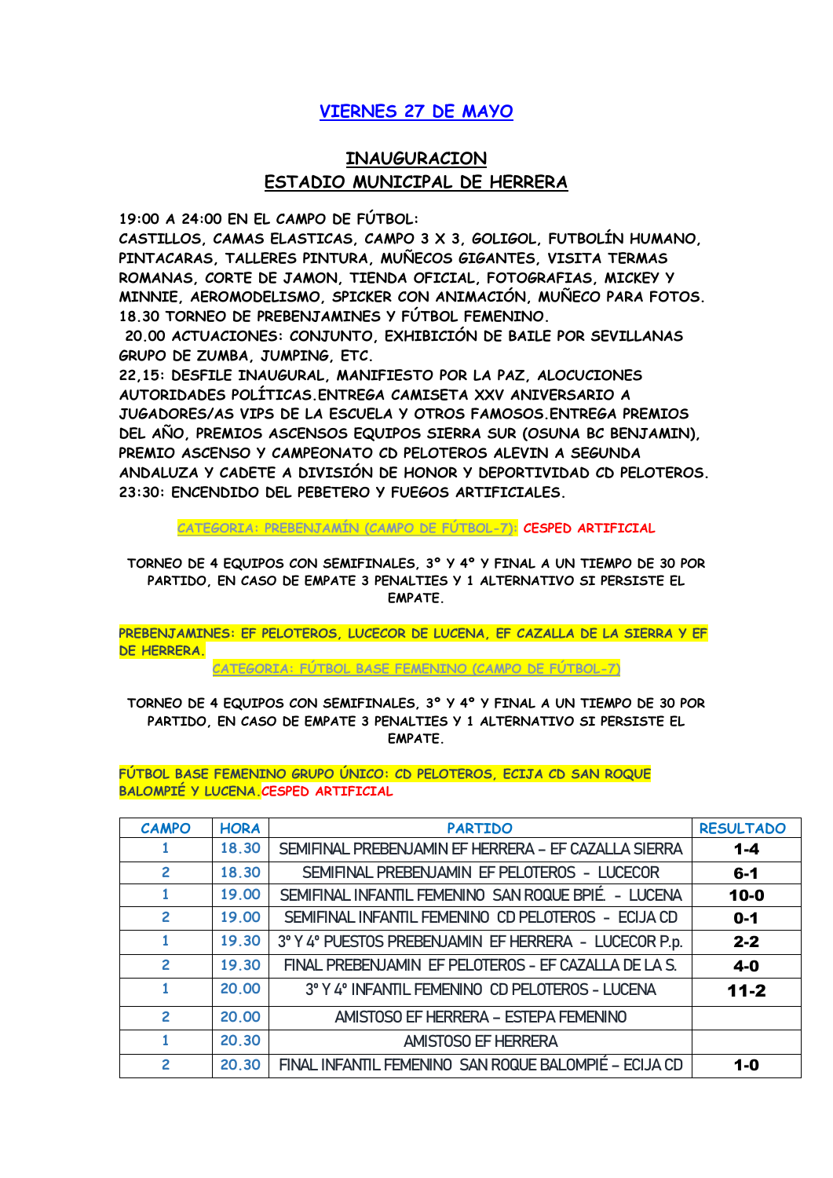## VIERNES 27 DE MAYO

## INAUGURACION
## ESTADIO MUNICIPAL DE HERRERA

19:00 A 24:00 EN EL CAMPO DE FÚTBOL:
CASTILLOS, CAMAS ELASTICAS, CAMPO 3 X 3, GOLIGOL, FUTBOLÍN HUMANO, PINTACARAS, TALLERES PINTURA, MUÑECOS GIGANTES, VISITA TERMAS ROMANAS, CORTE DE JAMON, TIENDA OFICIAL, FOTOGRAFIAS, MICKEY Y MINNIE, AEROMODELISMO, SPICKER CON ANIMACIÓN, MUÑECO PARA FOTOS.
18.30 TORNEO DE PREBENJAMINES Y FÚTBOL FEMENINO.
20.00 ACTUACIONES: CONJUNTO, EXHIBICIÓN DE BAILE POR SEVILLANAS GRUPO DE ZUMBA, JUMPING, ETC.
22,15: DESFILE INAUGURAL, MANIFIESTO POR LA PAZ, ALOCUCIONES AUTORIDADES POLÍTICAS.ENTREGA CAMISETA XXV ANIVERSARIO A JUGADORES/AS VIPS DE LA ESCUELA Y OTROS FAMOSOS.ENTREGA PREMIOS DEL AÑO, PREMIOS ASCENSOS EQUIPOS SIERRA SUR (OSUNA BC BENJAMIN), PREMIO ASCENSO Y CAMPEONATO CD PELOTEROS ALEVIN A SEGUNDA ANDALUZA Y CADETE A DIVISIÓN DE HONOR Y DEPORTIVIDAD CD PELOTEROS.
23:30: ENCENDIDO DEL PEBETERO Y FUEGOS ARTIFICIALES.

CATEGORIA: PREBENJAMÍN (CAMPO DE FÚTBOL-7): CESPED ARTIFICIAL

TORNEO DE 4 EQUIPOS CON SEMIFINALES, 3° Y 4° Y FINAL A UN TIEMPO DE 30 POR PARTIDO, EN CASO DE EMPATE 3 PENALTIES Y 1 ALTERNATIVO SI PERSISTE EL EMPATE.

PREBENJAMINES: EF PELOTEROS, LUCECOR DE LUCENA, EF CAZALLA DE LA SIERRA Y EF DE HERRERA.

CATEGORIA: FÚTBOL BASE FEMENINO (CAMPO DE FÚTBOL-7)

TORNEO DE 4 EQUIPOS CON SEMIFINALES, 3° Y 4° Y FINAL A UN TIEMPO DE 30 POR PARTIDO, EN CASO DE EMPATE 3 PENALTIES Y 1 ALTERNATIVO SI PERSISTE EL EMPATE.

FÚTBOL BASE FEMENINO GRUPO ÚNICO: CD PELOTEROS, ECIJA CD SAN ROQUE BALOMPIÉ Y LUCENA.CESPED ARTIFICIAL

| CAMPO | HORA | PARTIDO | RESULTADO |
|---|---|---|---|
| 1 | 18.30 | SEMIFINAL PREBENJAMIN EF HERRERA – EF CAZALLA SIERRA | 1-4 |
| 2 | 18.30 | SEMIFINAL PREBENJAMIN EF PELOTEROS - LUCECOR | 6-1 |
| 1 | 19.00 | SEMIFINAL INFANTIL FEMENINO SAN ROQUE BPIÉ. - LUCENA | 10-0 |
| 2 | 19.00 | SEMIFINAL INFANTIL FEMENINO CD PELOTEROS - ECIJA CD | 0-1 |
| 1 | 19.30 | 3° Y 4° PUESTOS PREBENJAMIN EF HERRERA - LUCECOR P.p. | 2-2 |
| 2 | 19.30 | FINAL PREBENJAMIN EF PELOTEROS - EF CAZALLA DE LA S. | 4-0 |
| 1 | 20.00 | 3° Y 4° INFANTIL FEMENINO CD PELOTEROS - LUCENA | 11-2 |
| 2 | 20.00 | AMISTOSO EF HERRERA – ESTEPA FEMENINO | |
| 1 | 20.30 | AMISTOSO EF HERRERA | |
| 2 | 20.30 | FINAL INFANTIL FEMENINO SAN ROQUE BALOMPIÉ – ECIJA CD | 1-0 |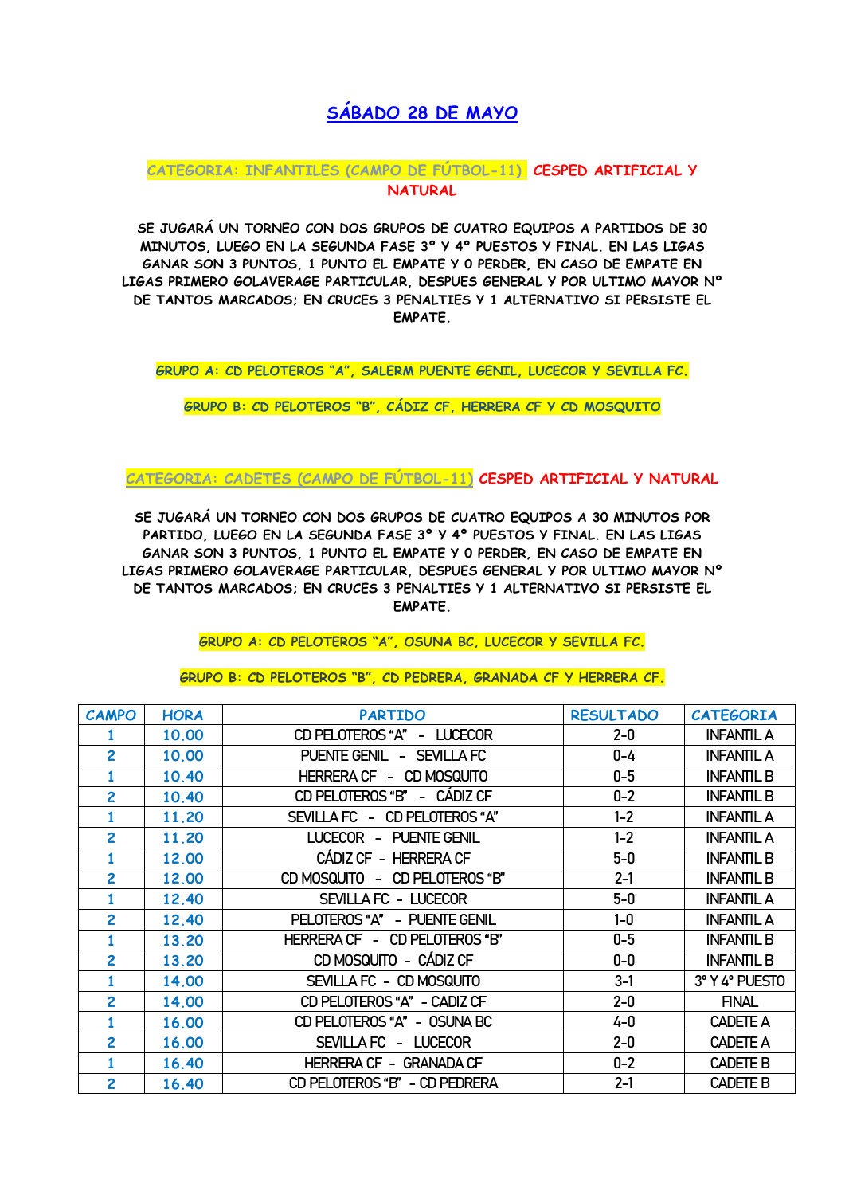# SÁBADO 28 DE MAYO

**CATEGORIA: INFANTILES (CAMPO DE FÚTBOL-11) CESPED ARTIFICIAL Y NATURAL**

SE JUGARÁ UN TORNEO CON DOS GRUPOS DE CUATRO EQUIPOS A PARTIDOS DE 30 MINUTOS, LUEGO EN LA SEGUNDA FASE 3° Y 4° PUESTOS Y FINAL. EN LAS LIGAS GANAR SON 3 PUNTOS, 1 PUNTO EL EMPATE Y 0 PERDER, EN CASO DE EMPATE EN LIGAS PRIMERO GOLAVERAGE PARTICULAR, DESPUES GENERAL Y POR ULTIMO MAYOR N° DE TANTOS MARCADOS; EN CRUCES 3 PENALTIES Y 1 ALTERNATIVO SI PERSISTE EL EMPATE.

GRUPO A: CD PELOTEROS "A", SALERM PUENTE GENIL, LUCECOR Y SEVILLA FC.

GRUPO B: CD PELOTEROS "B", CÁDIZ CF, HERRERA CF Y CD MOSQUITO

**CATEGORIA: CADETES (CAMPO DE FÚTBOL-11) CESPED ARTIFICIAL Y NATURAL**

SE JUGARÁ UN TORNEO CON DOS GRUPOS DE CUATRO EQUIPOS A 30 MINUTOS POR PARTIDO, LUEGO EN LA SEGUNDA FASE 3° Y 4° PUESTOS Y FINAL. EN LAS LIGAS GANAR SON 3 PUNTOS, 1 PUNTO EL EMPATE Y 0 PERDER, EN CASO DE EMPATE EN LIGAS PRIMERO GOLAVERAGE PARTICULAR, DESPUES GENERAL Y POR ULTIMO MAYOR N° DE TANTOS MARCADOS; EN CRUCES 3 PENALTIES Y 1 ALTERNATIVO SI PERSISTE EL EMPATE.

GRUPO A: CD PELOTEROS "A", OSUNA BC, LUCECOR Y SEVILLA FC.

GRUPO B: CD PELOTEROS "B", CD PEDRERA, GRANADA CF Y HERRERA CF.

| CAMPO | HORA | PARTIDO | RESULTADO | CATEGORIA |
|---|---|---|---|---|
| 1 | 10.00 | CD PELOTEROS "A" - LUCECOR | 2-0 | INFANTIL A |
| 2 | 10.00 | PUENTE GENIL - SEVILLA FC | 0-4 | INFANTIL A |
| 1 | 10.40 | HERRERA CF - CD MOSQUITO | 0-5 | INFANTIL B |
| 2 | 10.40 | CD PELOTEROS "B" - CÁDIZ CF | 0-2 | INFANTIL B |
| 1 | 11.20 | SEVILLA FC - CD PELOTEROS "A" | 1-2 | INFANTIL A |
| 2 | 11.20 | LUCECOR - PUENTE GENIL | 1-2 | INFANTIL A |
| 1 | 12.00 | CÁDIZ CF - HERRERA CF | 5-0 | INFANTIL B |
| 2 | 12.00 | CD MOSQUITO - CD PELOTEROS "B" | 2-1 | INFANTIL B |
| 1 | 12.40 | SEVILLA FC - LUCECOR | 5-0 | INFANTIL A |
| 2 | 12.40 | PELOTEROS "A" - PUENTE GENIL | 1-0 | INFANTIL A |
| 1 | 13.20 | HERRERA CF - CD PELOTEROS "B" | 0-5 | INFANTIL B |
| 2 | 13.20 | CD MOSQUITO - CÁDIZ CF | 0-0 | INFANTIL B |
| 1 | 14.00 | SEVILLA FC - CD MOSQUITO | 3-1 | 3° Y 4° PUESTO |
| 2 | 14.00 | CD PELOTEROS "A" - CADIZ CF | 2-0 | FINAL |
| 1 | 16.00 | CD PELOTEROS "A" - OSUNA BC | 4-0 | CADETE A |
| 2 | 16.00 | SEVILLA FC - LUCECOR | 2-0 | CADETE A |
| 1 | 16.40 | HERRERA CF - GRANADA CF | 0-2 | CADETE B |
| 2 | 16.40 | CD PELOTEROS "B" - CD PEDRERA | 2-1 | CADETE B |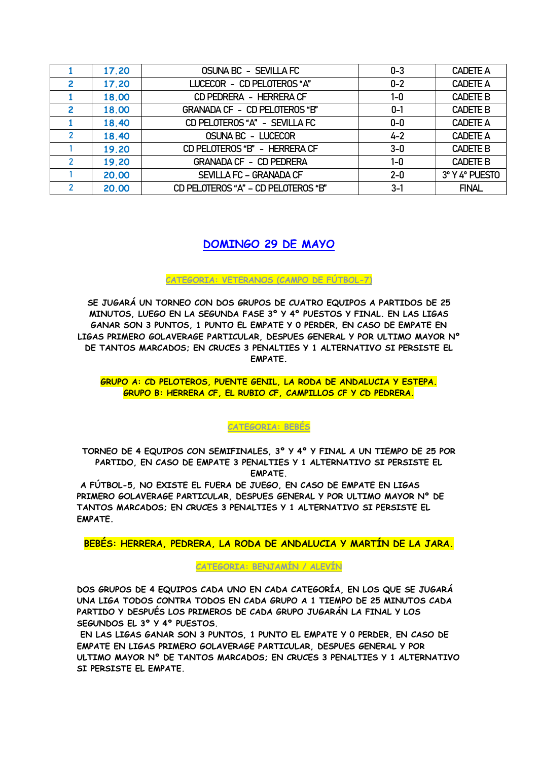| 1 | 17.20 | OSUNA BC - SEVILLA FC | 0-3 | CADETE A |
|---|---|---|---|---|
| 2 | 17.20 | LUCECOR - CD PELOTEROS "A" | 0-2 | CADETE A |
| 1 | 18.00 | CD PEDRERA - HERRERA CF | 1-0 | CADETE B |
| 2 | 18.00 | GRANADA CF - CD PELOTEROS "B" | 0-1 | CADETE B |
| 1 | 18.40 | CD PELOTEROS "A" - SEVILLA FC | 0-0 | CADETE A |
| 2 | 18.40 | OSUNA BC - LUCECOR | 4-2 | CADETE A |
| 1 | 19.20 | CD PELOTEROS "B" - HERRERA CF | 3-0 | CADETE B |
| 2 | 19.20 | GRANADA CF - CD PEDRERA | 1-0 | CADETE B |
| 1 | 20.00 | SEVILLA FC – GRANADA CF | 2-0 | 3° Y 4° PUESTO |
| 2 | 20.00 | CD PELOTEROS "A" – CD PELOTEROS "B" | 3-1 | FINAL |

## DOMINGO 29 DE MAYO

### CATEGORIA: VETERANOS (CAMPO DE FÚTBOL-7)

**SE JUGARÁ UN TORNEO CON DOS GRUPOS DE CUATRO EQUIPOS A PARTIDOS DE 25 MINUTOS, LUEGO EN LA SEGUNDA FASE 3° Y 4° PUESTOS Y FINAL. EN LAS LIGAS GANAR SON 3 PUNTOS, 1 PUNTO EL EMPATE Y 0 PERDER, EN CASO DE EMPATE EN LIGAS PRIMERO GOLAVERAGE PARTICULAR, DESPUES GENERAL Y POR ULTIMO MAYOR N° DE TANTOS MARCADOS; EN CRUCES 3 PENALTIES Y 1 ALTERNATIVO SI PERSISTE EL EMPATE.**

**GRUPO A: CD PELOTEROS, PUENTE GENIL, LA RODA DE ANDALUCIA Y ESTEPA.**
**GRUPO B: HERRERA CF, EL RUBIO CF, CAMPILLOS CF Y CD PEDRERA.**

### CATEGORIA: BEBÉS

**TORNEO DE 4 EQUIPOS CON SEMIFINALES, 3° Y 4° Y FINAL A UN TIEMPO DE 25 POR PARTIDO, EN CASO DE EMPATE 3 PENALTIES Y 1 ALTERNATIVO SI PERSISTE EL EMPATE.**

**A FÚTBOL-5, NO EXISTE EL FUERA DE JUEGO, EN CASO DE EMPATE EN LIGAS PRIMERO GOLAVERAGE PARTICULAR, DESPUES GENERAL Y POR ULTIMO MAYOR N° DE TANTOS MARCADOS; EN CRUCES 3 PENALTIES Y 1 ALTERNATIVO SI PERSISTE EL EMPATE.**

**BEBÉS: HERRERA, PEDRERA, LA RODA DE ANDALUCIA Y MARTÍN DE LA JARA.**

### CATEGORIA: BENJAMÍN / ALEVÍN

**DOS GRUPOS DE 4 EQUIPOS CADA UNO EN CADA CATEGORÍA, EN LOS QUE SE JUGARÁ UNA LIGA TODOS CONTRA TODOS EN CADA GRUPO A 1 TIEMPO DE 25 MINUTOS CADA PARTIDO Y DESPUÉS LOS PRIMEROS DE CADA GRUPO JUGARÁN LA FINAL Y LOS SEGUNDOS EL 3° Y 4° PUESTOS.**

**EN LAS LIGAS GANAR SON 3 PUNTOS, 1 PUNTO EL EMPATE Y 0 PERDER, EN CASO DE EMPATE EN LIGAS PRIMERO GOLAVERAGE PARTICULAR, DESPUES GENERAL Y POR ULTIMO MAYOR N° DE TANTOS MARCADOS; EN CRUCES 3 PENALTIES Y 1 ALTERNATIVO SI PERSISTE EL EMPATE.**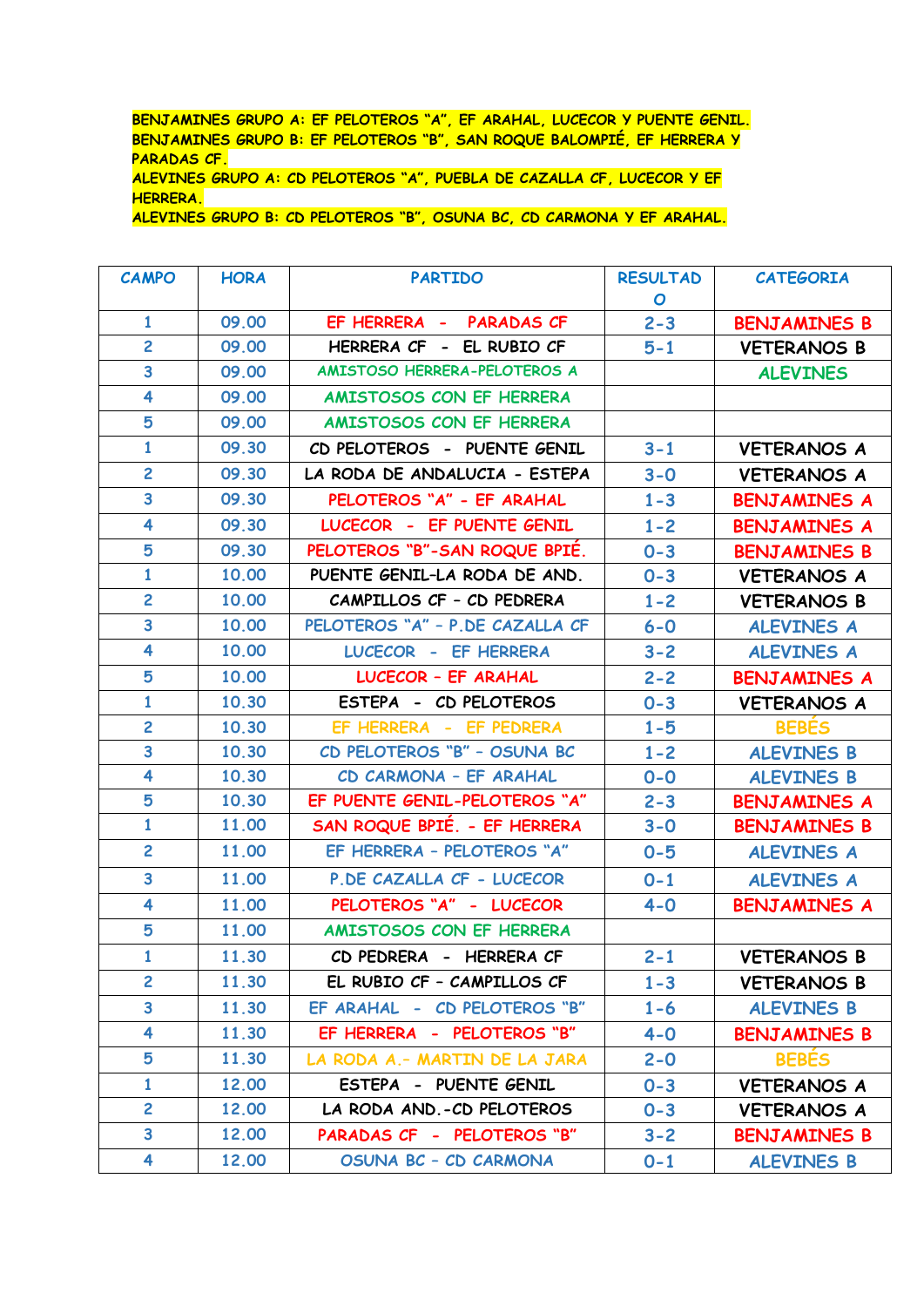BENJAMINES GRUPO A: EF PELOTEROS "A", EF ARAHAL, LUCECOR Y PUENTE GENIL.
BENJAMINES GRUPO B: EF PELOTEROS "B", SAN ROQUE BALOMPIÉ, EF HERRERA Y PARADAS CF.
ALEVINES GRUPO A: CD PELOTEROS "A", PUEBLA DE CAZALLA CF, LUCECOR Y EF HERRERA.
ALEVINES GRUPO B: CD PELOTEROS "B", OSUNA BC, CD CARMONA Y EF ARAHAL.

| CAMPO | HORA | PARTIDO | RESULTADO | CATEGORIA |
|---|---|---|---|---|
| 1 | 09.00 | EF HERRERA - PARADAS CF | 2-3 | BENJAMINES B |
| 2 | 09.00 | HERRERA CF - EL RUBIO CF | 5-1 | VETERANOS B |
| 3 | 09.00 | AMISTOSO HERRERA-PELOTEROS A | | ALEVINES |
| 4 | 09.00 | AMISTOSOS CON EF HERRERA | | |
| 5 | 09.00 | AMISTOSOS CON EF HERRERA | | |
| 1 | 09.30 | CD PELOTEROS - PUENTE GENIL | 3-1 | VETERANOS A |
| 2 | 09.30 | LA RODA DE ANDALUCIA - ESTEPA | 3-0 | VETERANOS A |
| 3 | 09.30 | PELOTEROS "A" - EF ARAHAL | 1-3 | BENJAMINES A |
| 4 | 09.30 | LUCECOR - EF PUENTE GENIL | 1-2 | BENJAMINES A |
| 5 | 09.30 | PELOTEROS "B"-SAN ROQUE BPIÉ. | 0-3 | BENJAMINES B |
| 1 | 10.00 | PUENTE GENIL–LA RODA DE AND. | 0-3 | VETERANOS A |
| 2 | 10.00 | CAMPILLOS CF – CD PEDRERA | 1-2 | VETERANOS B |
| 3 | 10.00 | PELOTEROS "A" – P.DE CAZALLA CF | 6-0 | ALEVINES A |
| 4 | 10.00 | LUCECOR - EF HERRERA | 3-2 | ALEVINES A |
| 5 | 10.00 | LUCECOR – EF ARAHAL | 2-2 | BENJAMINES A |
| 1 | 10.30 | ESTEPA - CD PELOTEROS | 0-3 | VETERANOS A |
| 2 | 10.30 | EF HERRERA - EF PEDRERA | 1-5 | BEBÉS |
| 3 | 10.30 | CD PELOTEROS "B" – OSUNA BC | 1-2 | ALEVINES B |
| 4 | 10.30 | CD CARMONA – EF ARAHAL | 0-0 | ALEVINES B |
| 5 | 10.30 | EF PUENTE GENIL-PELOTEROS "A" | 2-3 | BENJAMINES A |
| 1 | 11.00 | SAN ROQUE BPIÉ. - EF HERRERA | 3-0 | BENJAMINES B |
| 2 | 11.00 | EF HERRERA – PELOTEROS "A" | 0-5 | ALEVINES A |
| 3 | 11.00 | P.DE CAZALLA CF - LUCECOR | 0-1 | ALEVINES A |
| 4 | 11.00 | PELOTEROS "A" - LUCECOR | 4-0 | BENJAMINES A |
| 5 | 11.00 | AMISTOSOS CON EF HERRERA | | |
| 1 | 11.30 | CD PEDRERA - HERRERA CF | 2-1 | VETERANOS B |
| 2 | 11.30 | EL RUBIO CF – CAMPILLOS CF | 1-3 | VETERANOS B |
| 3 | 11.30 | EF ARAHAL - CD PELOTEROS "B" | 1-6 | ALEVINES B |
| 4 | 11.30 | EF HERRERA - PELOTEROS "B" | 4-0 | BENJAMINES B |
| 5 | 11.30 | LA RODA A.- MARTIN DE LA JARA | 2-0 | BEBÉS |
| 1 | 12.00 | ESTEPA - PUENTE GENIL | 0-3 | VETERANOS A |
| 2 | 12.00 | LA RODA AND.-CD PELOTEROS | 0-3 | VETERANOS A |
| 3 | 12.00 | PARADAS CF - PELOTEROS "B" | 3-2 | BENJAMINES B |
| 4 | 12.00 | OSUNA BC – CD CARMONA | 0-1 | ALEVINES B |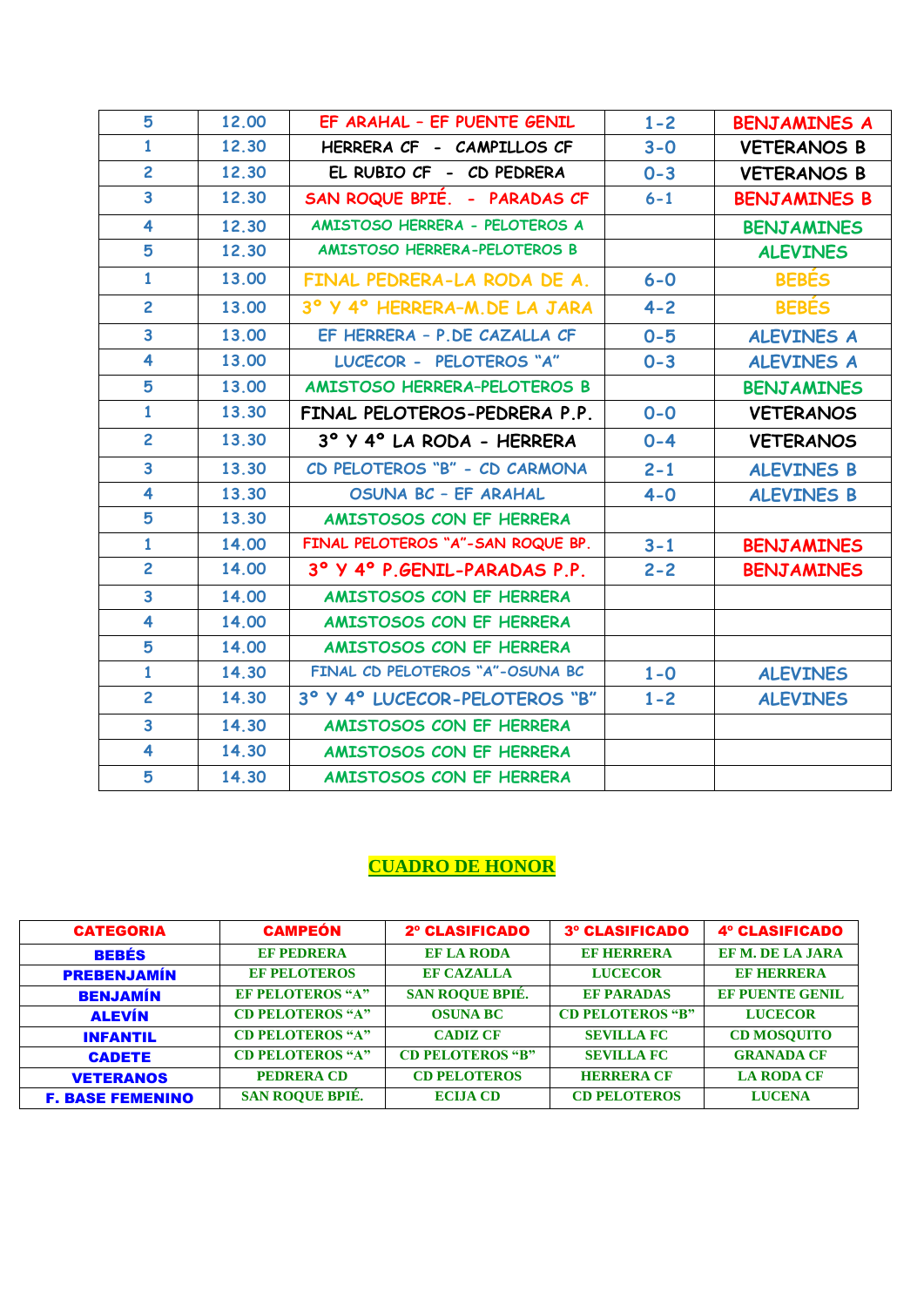| | | | | |
|---|---|---|---|---|
| 5 | 12.00 | EF ARAHAL – EF PUENTE GENIL | 1-2 | BENJAMINES A |
| 1 | 12.30 | HERRERA CF - CAMPILLOS CF | 3-0 | VETERANOS B |
| 2 | 12.30 | EL RUBIO CF - CD PEDRERA | 0-3 | VETERANOS B |
| 3 | 12.30 | SAN ROQUE BPIÉ. - PARADAS CF | 6-1 | BENJAMINES B |
| 4 | 12.30 | AMISTOSO HERRERA - PELOTEROS A | | BENJAMINES |
| 5 | 12.30 | AMISTOSO HERRERA-PELOTEROS B | | ALEVINES |
| 1 | 13.00 | FINAL PEDRERA-LA RODA DE A. | 6-0 | BEBÉS |
| 2 | 13.00 | 3º Y 4º HERRERA-M.DE LA JARA | 4-2 | BEBÉS |
| 3 | 13.00 | EF HERRERA – P.DE CAZALLA CF | 0-5 | ALEVINES A |
| 4 | 13.00 | LUCECOR - PELOTEROS "A" | 0-3 | ALEVINES A |
| 5 | 13.00 | AMISTOSO HERRERA-PELOTEROS B | | BENJAMINES |
| 1 | 13.30 | FINAL PELOTEROS-PEDRERA P.P. | 0-0 | VETERANOS |
| 2 | 13.30 | 3º Y 4º LA RODA - HERRERA | 0-4 | VETERANOS |
| 3 | 13.30 | CD PELOTEROS "B" - CD CARMONA | 2-1 | ALEVINES B |
| 4 | 13.30 | OSUNA BC – EF ARAHAL | 4-0 | ALEVINES B |
| 5 | 13.30 | AMISTOSOS CON EF HERRERA | | |
| 1 | 14.00 | FINAL PELOTEROS "A"-SAN ROQUE BP. | 3-1 | BENJAMINES |
| 2 | 14.00 | 3º Y 4º P.GENIL-PARADAS P.P. | 2-2 | BENJAMINES |
| 3 | 14.00 | AMISTOSOS CON EF HERRERA | | |
| 4 | 14.00 | AMISTOSOS CON EF HERRERA | | |
| 5 | 14.00 | AMISTOSOS CON EF HERRERA | | |
| 1 | 14.30 | FINAL CD PELOTEROS "A"-OSUNA BC | 1-0 | ALEVINES |
| 2 | 14.30 | 3º Y 4º LUCECOR-PELOTEROS "B" | 1-2 | ALEVINES |
| 3 | 14.30 | AMISTOSOS CON EF HERRERA | | |
| 4 | 14.30 | AMISTOSOS CON EF HERRERA | | |
| 5 | 14.30 | AMISTOSOS CON EF HERRERA | | |

## CUADRO DE HONOR

| CATEGORIA | CAMPEÓN | 2º CLASIFICADO | 3º CLASIFICADO | 4º CLASIFICADO |
|---|---|---|---|---|
| BEBÉS | EF PEDRERA | EF LA RODA | EF HERRERA | EF M. DE LA JARA |
| PREBENJAMÍN | EF PELOTEROS | EF CAZALLA | LUCECOR | EF HERRERA |
| BENJAMÍN | EF PELOTEROS "A" | SAN ROQUE BPIÉ. | EF PARADAS | EF PUENTE GENIL |
| ALEVÍN | CD PELOTEROS "A" | OSUNA BC | CD PELOTEROS "B" | LUCECOR |
| INFANTIL | CD PELOTEROS "A" | CADIZ CF | SEVILLA FC | CD MOSQUITO |
| CADETE | CD PELOTEROS "A" | CD PELOTEROS "B" | SEVILLA FC | GRANADA CF |
| VETERANOS | PEDRERA CD | CD PELOTEROS | HERRERA CF | LA RODA CF |
| F. BASE FEMENINO | SAN ROQUE BPIÉ. | ECIJA CD | CD PELOTEROS | LUCENA |